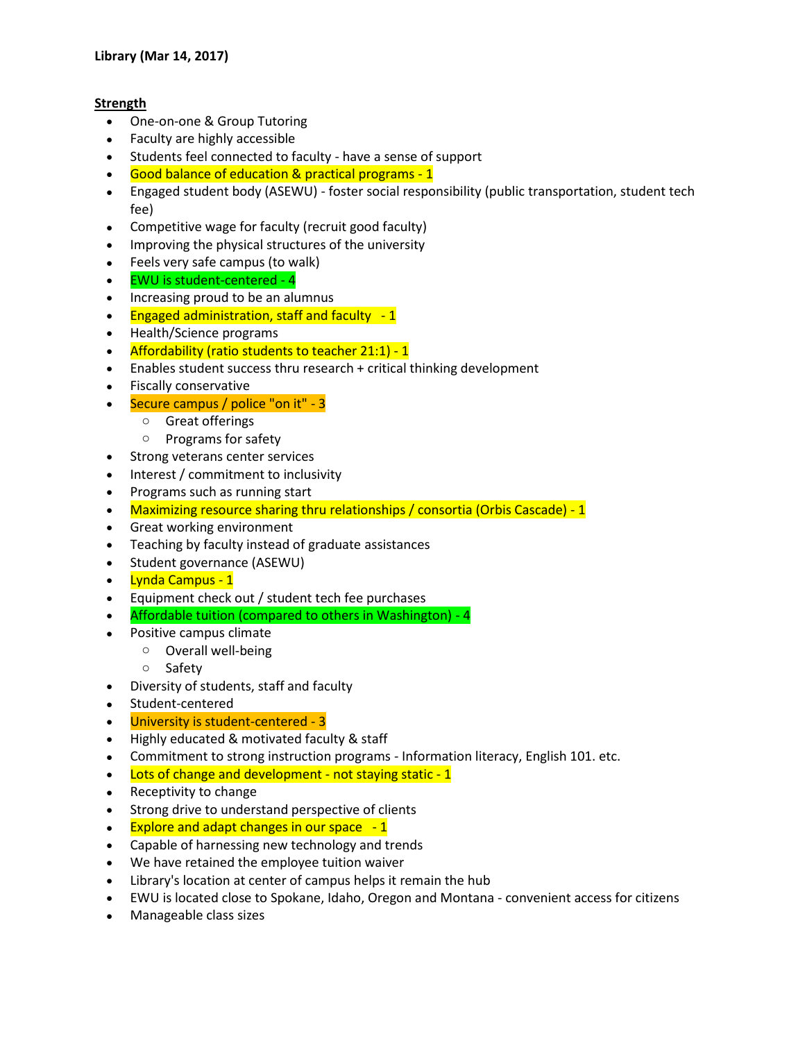**Library (Mar 14, 2017)**

**Strength**

- One-on-one & Group Tutoring
- Faculty are highly accessible
- Students feel connected to faculty - have a sense of support
- Good balance of education & practical programs - 1
- Engaged student body (ASEWU) - foster social responsibility (public transportation, student tech fee)
- Competitive wage for faculty (recruit good faculty)
- Improving the physical structures of the university
- Feels very safe campus (to walk)
- EWU is student-centered - 4
- Increasing proud to be an alumnus
- Engaged administration, staff and faculty - 1
- Health/Science programs
- Affordability (ratio students to teacher 21:1) - 1
- Enables student success thru research + critical thinking development
- Fiscally conservative
- Secure campus / police "on it" - 3
  - Great offerings
  - Programs for safety
- Strong veterans center services
- Interest / commitment to inclusivity
- Programs such as running start
- Maximizing resource sharing thru relationships / consortia (Orbis Cascade) - 1
- Great working environment
- Teaching by faculty instead of graduate assistances
- Student governance (ASEWU)
- Lynda Campus - 1
- Equipment check out / student tech fee purchases
- Affordable tuition (compared to others in Washington) - 4
- Positive campus climate
  - Overall well-being
  - Safety
- Diversity of students, staff and faculty
- Student-centered
- University is student-centered - 3
- Highly educated & motivated faculty & staff
- Commitment to strong instruction programs - Information literacy, English 101. etc.
- Lots of change and development - not staying static - 1
- Receptivity to change
- Strong drive to understand perspective of clients
- Explore and adapt changes in our space - 1
- Capable of harnessing new technology and trends
- We have retained the employee tuition waiver
- Library's location at center of campus helps it remain the hub
- EWU is located close to Spokane, Idaho, Oregon and Montana - convenient access for citizens
- Manageable class sizes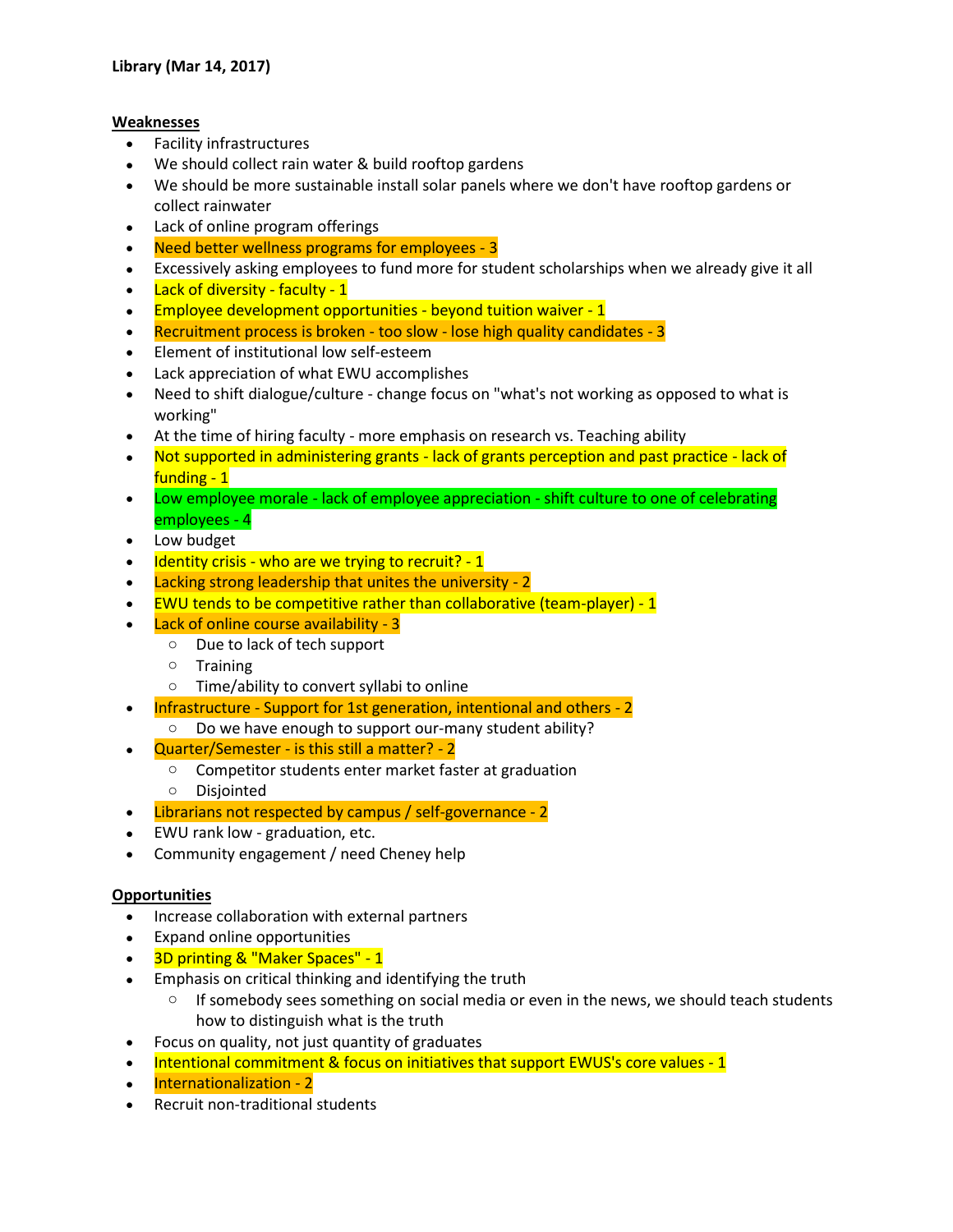**Library (Mar 14, 2017)**

**Weaknesses**

- Facility infrastructures
- We should collect rain water & build rooftop gardens
- We should be more sustainable install solar panels where we don't have rooftop gardens or collect rainwater
- Lack of online program offerings
- Need better wellness programs for employees - 3
- Excessively asking employees to fund more for student scholarships when we already give it all
- Lack of diversity - faculty - 1
- Employee development opportunities - beyond tuition waiver - 1
- Recruitment process is broken - too slow - lose high quality candidates - 3
- Element of institutional low self-esteem
- Lack appreciation of what EWU accomplishes
- Need to shift dialogue/culture - change focus on "what's not working as opposed to what is working"
- At the time of hiring faculty - more emphasis on research vs. Teaching ability
- Not supported in administering grants - lack of grants perception and past practice - lack of funding - 1
- Low employee morale - lack of employee appreciation - shift culture to one of celebrating employees - 4
- Low budget
- Identity crisis - who are we trying to recruit? - 1
- Lacking strong leadership that unites the university - 2
- EWU tends to be competitive rather than collaborative (team-player) - 1
- Lack of online course availability - 3
  - Due to lack of tech support
  - Training
  - Time/ability to convert syllabi to online
- Infrastructure - Support for 1st generation, intentional and others - 2
  - Do we have enough to support our-many student ability?
- Quarter/Semester - is this still a matter? - 2
  - Competitor students enter market faster at graduation
  - Disjointed
- Librarians not respected by campus / self-governance - 2
- EWU rank low - graduation, etc.
- Community engagement / need Cheney help

**Opportunities**

- Increase collaboration with external partners
- Expand online opportunities
- 3D printing & "Maker Spaces" - 1
- Emphasis on critical thinking and identifying the truth
  - If somebody sees something on social media or even in the news, we should teach students how to distinguish what is the truth
- Focus on quality, not just quantity of graduates
- Intentional commitment & focus on initiatives that support EWUS's core values - 1
- Internationalization - 2
- Recruit non-traditional students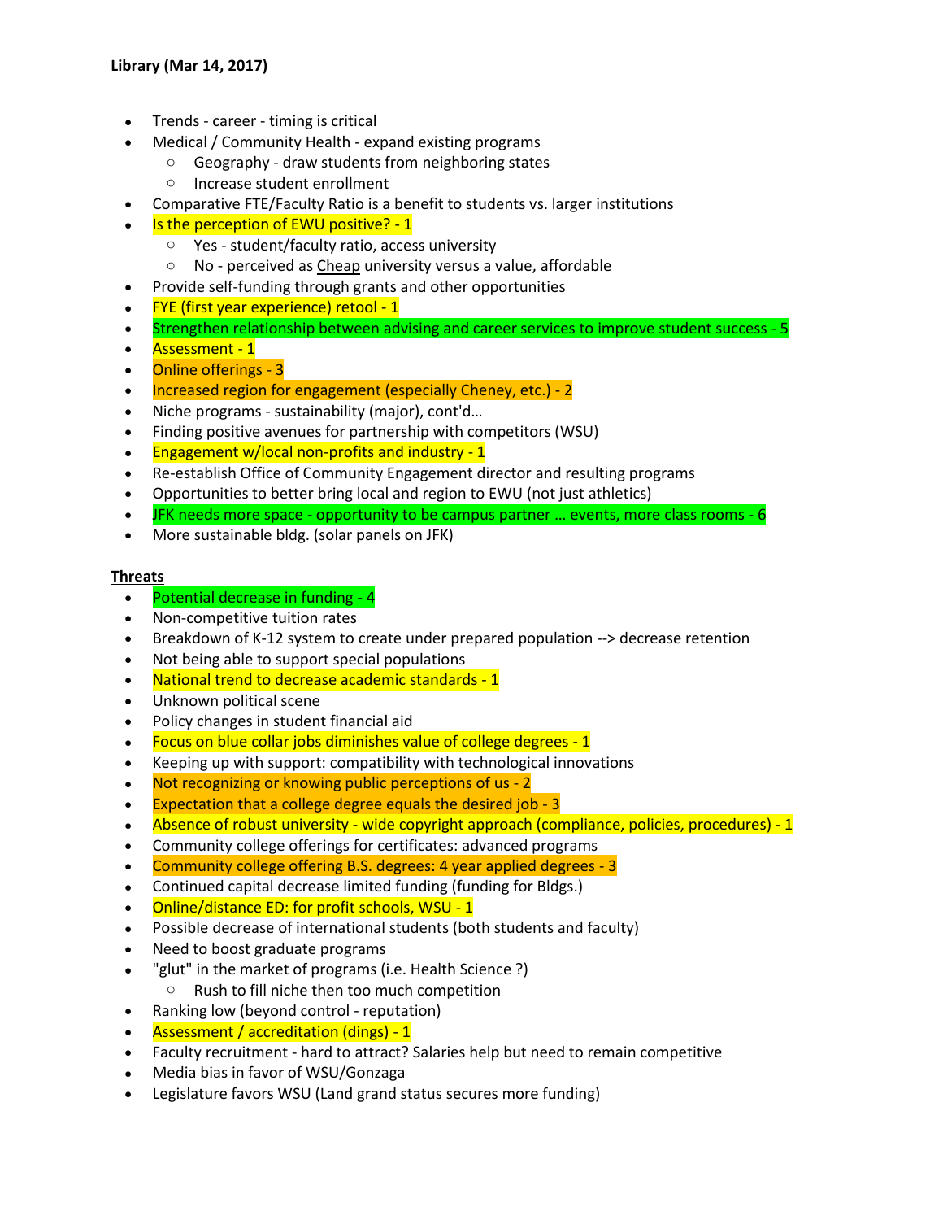**Library (Mar 14, 2017)**

- Trends - career - timing is critical
- Medical / Community Health - expand existing programs
  - Geography - draw students from neighboring states
  - Increase student enrollment
- Comparative FTE/Faculty Ratio is a benefit to students vs. larger institutions
- Is the perception of EWU positive? - 1
  - Yes - student/faculty ratio, access university
  - No - perceived as Cheap university versus a value, affordable
- Provide self-funding through grants and other opportunities
- FYE (first year experience) retool - 1
- Strengthen relationship between advising and career services to improve student success - 5
- Assessment - 1
- Online offerings - 3
- Increased region for engagement (especially Cheney, etc.) - 2
- Niche programs - sustainability (major), cont'd…
- Finding positive avenues for partnership with competitors (WSU)
- Engagement w/local non-profits and industry - 1
- Re-establish Office of Community Engagement director and resulting programs
- Opportunities to better bring local and region to EWU (not just athletics)
- JFK needs more space - opportunity to be campus partner … events, more class rooms - 6
- More sustainable bldg. (solar panels on JFK)

**Threats**

- Potential decrease in funding - 4
- Non-competitive tuition rates
- Breakdown of K-12 system to create under prepared population --> decrease retention
- Not being able to support special populations
- National trend to decrease academic standards - 1
- Unknown political scene
- Policy changes in student financial aid
- Focus on blue collar jobs diminishes value of college degrees - 1
- Keeping up with support: compatibility with technological innovations
- Not recognizing or knowing public perceptions of us - 2
- Expectation that a college degree equals the desired job - 3
- Absence of robust university - wide copyright approach (compliance, policies, procedures) - 1
- Community college offerings for certificates: advanced programs
- Community college offering B.S. degrees: 4 year applied degrees - 3
- Continued capital decrease limited funding (funding for Bldgs.)
- Online/distance ED: for profit schools, WSU - 1
- Possible decrease of international students (both students and faculty)
- Need to boost graduate programs
- "glut" in the market of programs (i.e. Health Science ?)
  - Rush to fill niche then too much competition
- Ranking low (beyond control - reputation)
- Assessment / accreditation (dings) - 1
- Faculty recruitment - hard to attract? Salaries help but need to remain competitive
- Media bias in favor of WSU/Gonzaga
- Legislature favors WSU (Land grand status secures more funding)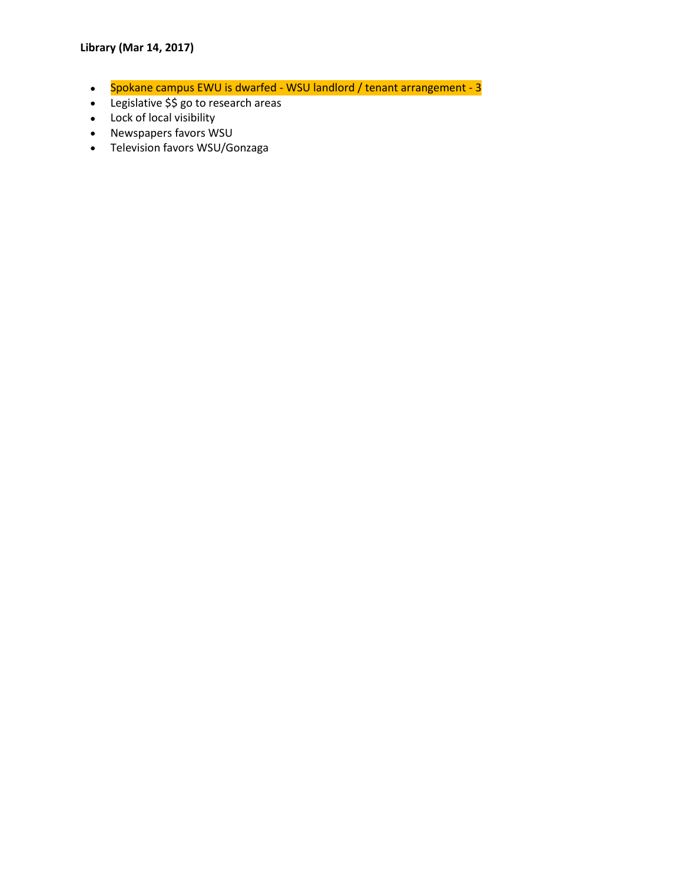**Library (Mar 14, 2017)**

- Spokane campus EWU is dwarfed - WSU landlord / tenant arrangement - 3
- Legislative $$ go to research areas
- Lock of local visibility
- Newspapers favors WSU
- Television favors WSU/Gonzaga